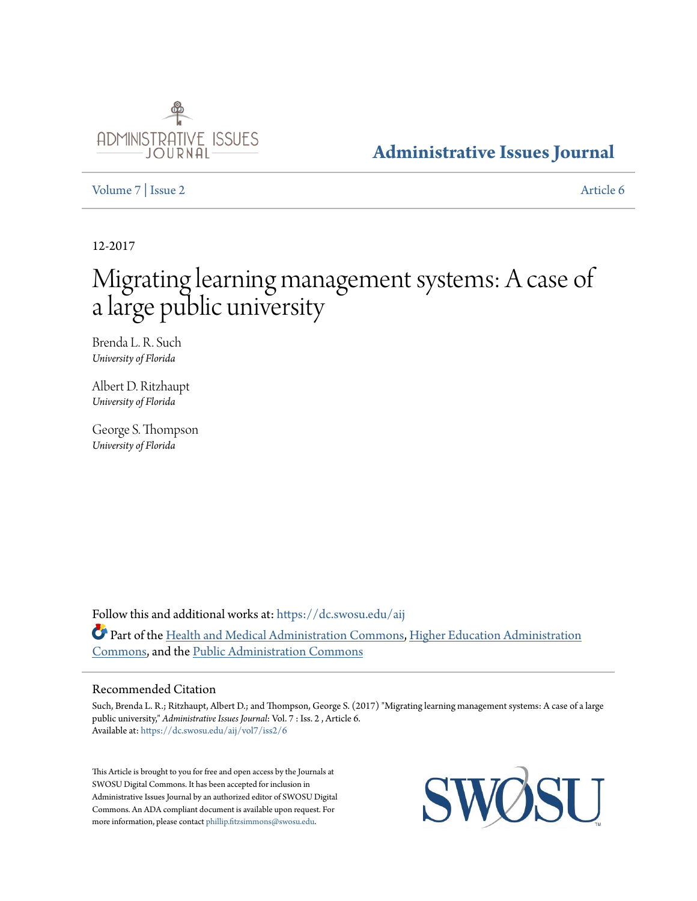# Administrative Issues Journal

Volume 7 | Issue 2

Article 6

12-2017

# Migrating learning management systems: A case of a large public university

Brenda L. R. Such
*University of Florida*

Albert D. Ritzhaupt
*University of Florida*

George S. Thompson
*University of Florida*

Follow this and additional works at: https://dc.swosu.edu/aij

Part of the Health and Medical Administration Commons, Higher Education Administration Commons, and the Public Administration Commons

## Recommended Citation

Such, Brenda L. R.; Ritzhaupt, Albert D.; and Thompson, George S. (2017) "Migrating learning management systems: A case of a large public university," *Administrative Issues Journal*: Vol. 7 : Iss. 2 , Article 6.
Available at: https://dc.swosu.edu/aij/vol7/iss2/6

This Article is brought to you for free and open access by the Journals at SWOSU Digital Commons. It has been accepted for inclusion in Administrative Issues Journal by an authorized editor of SWOSU Digital Commons. An ADA compliant document is available upon request. For more information, please contact phillip.fitzsimmons@swosu.edu.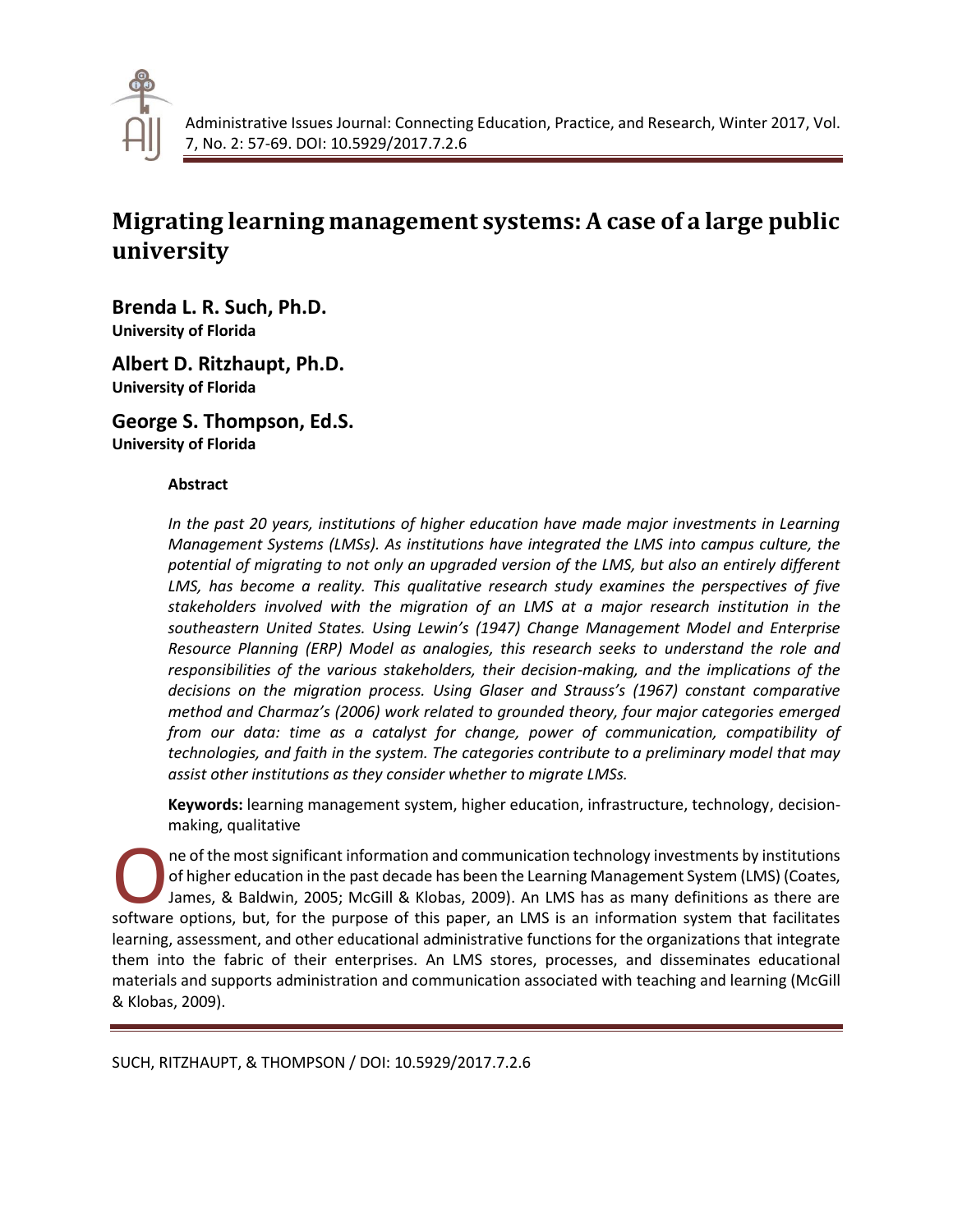# Migrating learning management systems: A case of a large public university

**Brenda L. R. Such, Ph.D.**
**University of Florida**

**Albert D. Ritzhaupt, Ph.D.**
**University of Florida**

**George S. Thompson, Ed.S.**
**University of Florida**

**Abstract**

*In the past 20 years, institutions of higher education have made major investments in Learning Management Systems (LMSs). As institutions have integrated the LMS into campus culture, the potential of migrating to not only an upgraded version of the LMS, but also an entirely different LMS, has become a reality. This qualitative research study examines the perspectives of five stakeholders involved with the migration of an LMS at a major research institution in the southeastern United States. Using Lewin's (1947) Change Management Model and Enterprise Resource Planning (ERP) Model as analogies, this research seeks to understand the role and responsibilities of the various stakeholders, their decision-making, and the implications of the decisions on the migration process. Using Glaser and Strauss's (1967) constant comparative method and Charmaz's (2006) work related to grounded theory, four major categories emerged from our data: time as a catalyst for change, power of communication, compatibility of technologies, and faith in the system. The categories contribute to a preliminary model that may assist other institutions as they consider whether to migrate LMSs.*

**Keywords:** learning management system, higher education, infrastructure, technology, decision-making, qualitative

One of the most significant information and communication technology investments by institutions of higher education in the past decade has been the Learning Management System (LMS) (Coates, James, & Baldwin, 2005; McGill & Klobas, 2009). An LMS has as many definitions as there are software options, but, for the purpose of this paper, an LMS is an information system that facilitates learning, assessment, and other educational administrative functions for the organizations that integrate them into the fabric of their enterprises. An LMS stores, processes, and disseminates educational materials and supports administration and communication associated with teaching and learning (McGill & Klobas, 2009).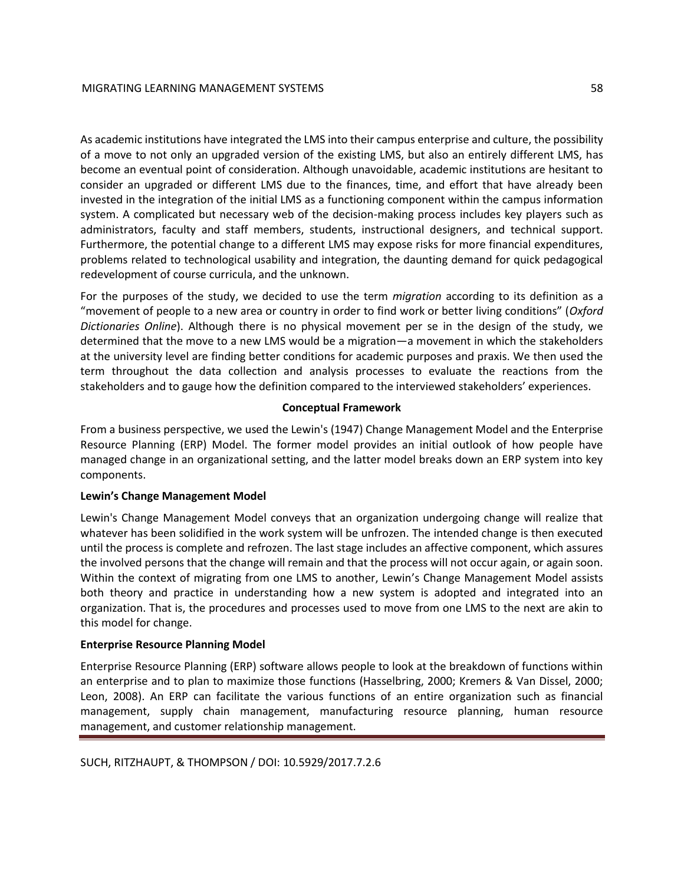As academic institutions have integrated the LMS into their campus enterprise and culture, the possibility of a move to not only an upgraded version of the existing LMS, but also an entirely different LMS, has become an eventual point of consideration. Although unavoidable, academic institutions are hesitant to consider an upgraded or different LMS due to the finances, time, and effort that have already been invested in the integration of the initial LMS as a functioning component within the campus information system. A complicated but necessary web of the decision-making process includes key players such as administrators, faculty and staff members, students, instructional designers, and technical support. Furthermore, the potential change to a different LMS may expose risks for more financial expenditures, problems related to technological usability and integration, the daunting demand for quick pedagogical redevelopment of course curricula, and the unknown.

For the purposes of the study, we decided to use the term *migration* according to its definition as a "movement of people to a new area or country in order to find work or better living conditions" (*Oxford Dictionaries Online*). Although there is no physical movement per se in the design of the study, we determined that the move to a new LMS would be a migration—a movement in which the stakeholders at the university level are finding better conditions for academic purposes and praxis. We then used the term throughout the data collection and analysis processes to evaluate the reactions from the stakeholders and to gauge how the definition compared to the interviewed stakeholders' experiences.

## Conceptual Framework

From a business perspective, we used the Lewin's (1947) Change Management Model and the Enterprise Resource Planning (ERP) Model. The former model provides an initial outlook of how people have managed change in an organizational setting, and the latter model breaks down an ERP system into key components.

### Lewin's Change Management Model

Lewin's Change Management Model conveys that an organization undergoing change will realize that whatever has been solidified in the work system will be unfrozen. The intended change is then executed until the process is complete and refrozen. The last stage includes an affective component, which assures the involved persons that the change will remain and that the process will not occur again, or again soon. Within the context of migrating from one LMS to another, Lewin's Change Management Model assists both theory and practice in understanding how a new system is adopted and integrated into an organization. That is, the procedures and processes used to move from one LMS to the next are akin to this model for change.

### Enterprise Resource Planning Model

Enterprise Resource Planning (ERP) software allows people to look at the breakdown of functions within an enterprise and to plan to maximize those functions (Hasselbring, 2000; Kremers & Van Dissel, 2000; Leon, 2008). An ERP can facilitate the various functions of an entire organization such as financial management, supply chain management, manufacturing resource planning, human resource management, and customer relationship management.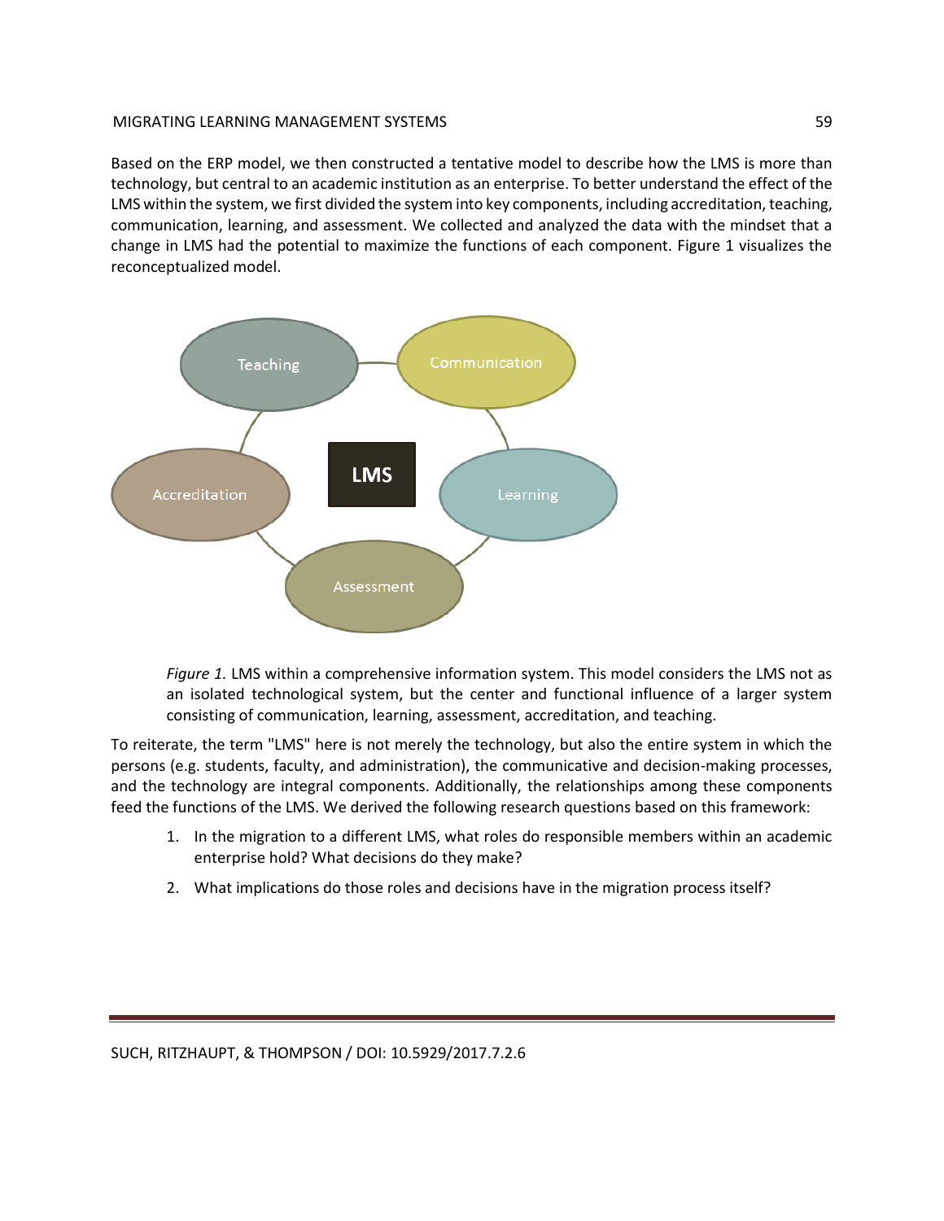Based on the ERP model, we then constructed a tentative model to describe how the LMS is more than technology, but central to an academic institution as an enterprise. To better understand the effect of the LMS within the system, we first divided the system into key components, including accreditation, teaching, communication, learning, and assessment. We collected and analyzed the data with the mindset that a change in LMS had the potential to maximize the functions of each component. Figure 1 visualizes the reconceptualized model.

*Figure 1.* LMS within a comprehensive information system. This model considers the LMS not as an isolated technological system, but the center and functional influence of a larger system consisting of communication, learning, assessment, accreditation, and teaching.

To reiterate, the term "LMS" here is not merely the technology, but also the entire system in which the persons (e.g. students, faculty, and administration), the communicative and decision-making processes, and the technology are integral components. Additionally, the relationships among these components feed the functions of the LMS. We derived the following research questions based on this framework:

1. In the migration to a different LMS, what roles do responsible members within an academic enterprise hold? What decisions do they make?
2. What implications do those roles and decisions have in the migration process itself?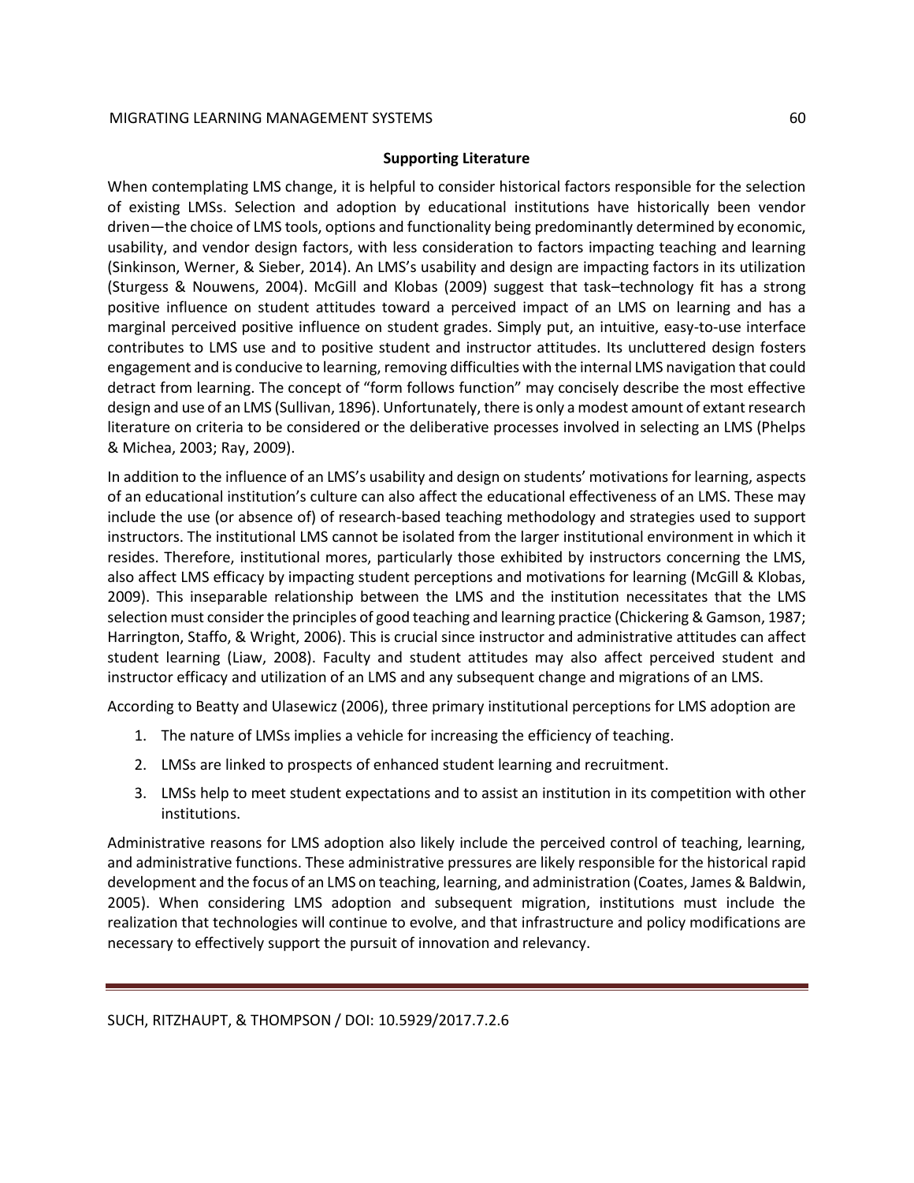## Supporting Literature

When contemplating LMS change, it is helpful to consider historical factors responsible for the selection of existing LMSs. Selection and adoption by educational institutions have historically been vendor driven—the choice of LMS tools, options and functionality being predominantly determined by economic, usability, and vendor design factors, with less consideration to factors impacting teaching and learning (Sinkinson, Werner, & Sieber, 2014). An LMS's usability and design are impacting factors in its utilization (Sturgess & Nouwens, 2004). McGill and Klobas (2009) suggest that task–technology fit has a strong positive influence on student attitudes toward a perceived impact of an LMS on learning and has a marginal perceived positive influence on student grades. Simply put, an intuitive, easy-to-use interface contributes to LMS use and to positive student and instructor attitudes. Its uncluttered design fosters engagement and is conducive to learning, removing difficulties with the internal LMS navigation that could detract from learning. The concept of "form follows function" may concisely describe the most effective design and use of an LMS (Sullivan, 1896). Unfortunately, there is only a modest amount of extant research literature on criteria to be considered or the deliberative processes involved in selecting an LMS (Phelps & Michea, 2003; Ray, 2009).

In addition to the influence of an LMS's usability and design on students' motivations for learning, aspects of an educational institution's culture can also affect the educational effectiveness of an LMS. These may include the use (or absence of) of research-based teaching methodology and strategies used to support instructors. The institutional LMS cannot be isolated from the larger institutional environment in which it resides. Therefore, institutional mores, particularly those exhibited by instructors concerning the LMS, also affect LMS efficacy by impacting student perceptions and motivations for learning (McGill & Klobas, 2009). This inseparable relationship between the LMS and the institution necessitates that the LMS selection must consider the principles of good teaching and learning practice (Chickering & Gamson, 1987; Harrington, Staffo, & Wright, 2006). This is crucial since instructor and administrative attitudes can affect student learning (Liaw, 2008). Faculty and student attitudes may also affect perceived student and instructor efficacy and utilization of an LMS and any subsequent change and migrations of an LMS.

According to Beatty and Ulasewicz (2006), three primary institutional perceptions for LMS adoption are

1. The nature of LMSs implies a vehicle for increasing the efficiency of teaching.
2. LMSs are linked to prospects of enhanced student learning and recruitment.
3. LMSs help to meet student expectations and to assist an institution in its competition with other institutions.

Administrative reasons for LMS adoption also likely include the perceived control of teaching, learning, and administrative functions. These administrative pressures are likely responsible for the historical rapid development and the focus of an LMS on teaching, learning, and administration (Coates, James & Baldwin, 2005). When considering LMS adoption and subsequent migration, institutions must include the realization that technologies will continue to evolve, and that infrastructure and policy modifications are necessary to effectively support the pursuit of innovation and relevancy.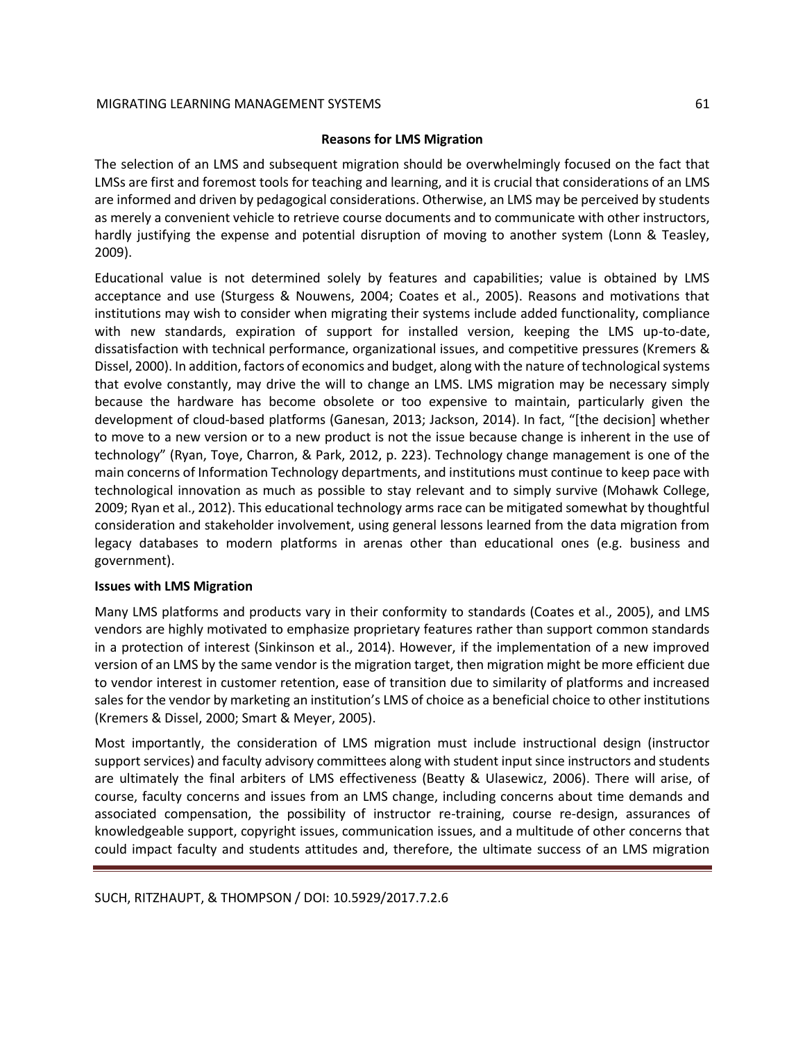## Reasons for LMS Migration

The selection of an LMS and subsequent migration should be overwhelmingly focused on the fact that LMSs are first and foremost tools for teaching and learning, and it is crucial that considerations of an LMS are informed and driven by pedagogical considerations. Otherwise, an LMS may be perceived by students as merely a convenient vehicle to retrieve course documents and to communicate with other instructors, hardly justifying the expense and potential disruption of moving to another system (Lonn & Teasley, 2009).

Educational value is not determined solely by features and capabilities; value is obtained by LMS acceptance and use (Sturgess & Nouwens, 2004; Coates et al., 2005). Reasons and motivations that institutions may wish to consider when migrating their systems include added functionality, compliance with new standards, expiration of support for installed version, keeping the LMS up-to-date, dissatisfaction with technical performance, organizational issues, and competitive pressures (Kremers & Dissel, 2000). In addition, factors of economics and budget, along with the nature of technological systems that evolve constantly, may drive the will to change an LMS. LMS migration may be necessary simply because the hardware has become obsolete or too expensive to maintain, particularly given the development of cloud-based platforms (Ganesan, 2013; Jackson, 2014). In fact, "[the decision] whether to move to a new version or to a new product is not the issue because change is inherent in the use of technology" (Ryan, Toye, Charron, & Park, 2012, p. 223). Technology change management is one of the main concerns of Information Technology departments, and institutions must continue to keep pace with technological innovation as much as possible to stay relevant and to simply survive (Mohawk College, 2009; Ryan et al., 2012). This educational technology arms race can be mitigated somewhat by thoughtful consideration and stakeholder involvement, using general lessons learned from the data migration from legacy databases to modern platforms in arenas other than educational ones (e.g. business and government).

### Issues with LMS Migration

Many LMS platforms and products vary in their conformity to standards (Coates et al., 2005), and LMS vendors are highly motivated to emphasize proprietary features rather than support common standards in a protection of interest (Sinkinson et al., 2014). However, if the implementation of a new improved version of an LMS by the same vendor is the migration target, then migration might be more efficient due to vendor interest in customer retention, ease of transition due to similarity of platforms and increased sales for the vendor by marketing an institution's LMS of choice as a beneficial choice to other institutions (Kremers & Dissel, 2000; Smart & Meyer, 2005).

Most importantly, the consideration of LMS migration must include instructional design (instructor support services) and faculty advisory committees along with student input since instructors and students are ultimately the final arbiters of LMS effectiveness (Beatty & Ulasewicz, 2006). There will arise, of course, faculty concerns and issues from an LMS change, including concerns about time demands and associated compensation, the possibility of instructor re-training, course re-design, assurances of knowledgeable support, copyright issues, communication issues, and a multitude of other concerns that could impact faculty and students attitudes and, therefore, the ultimate success of an LMS migration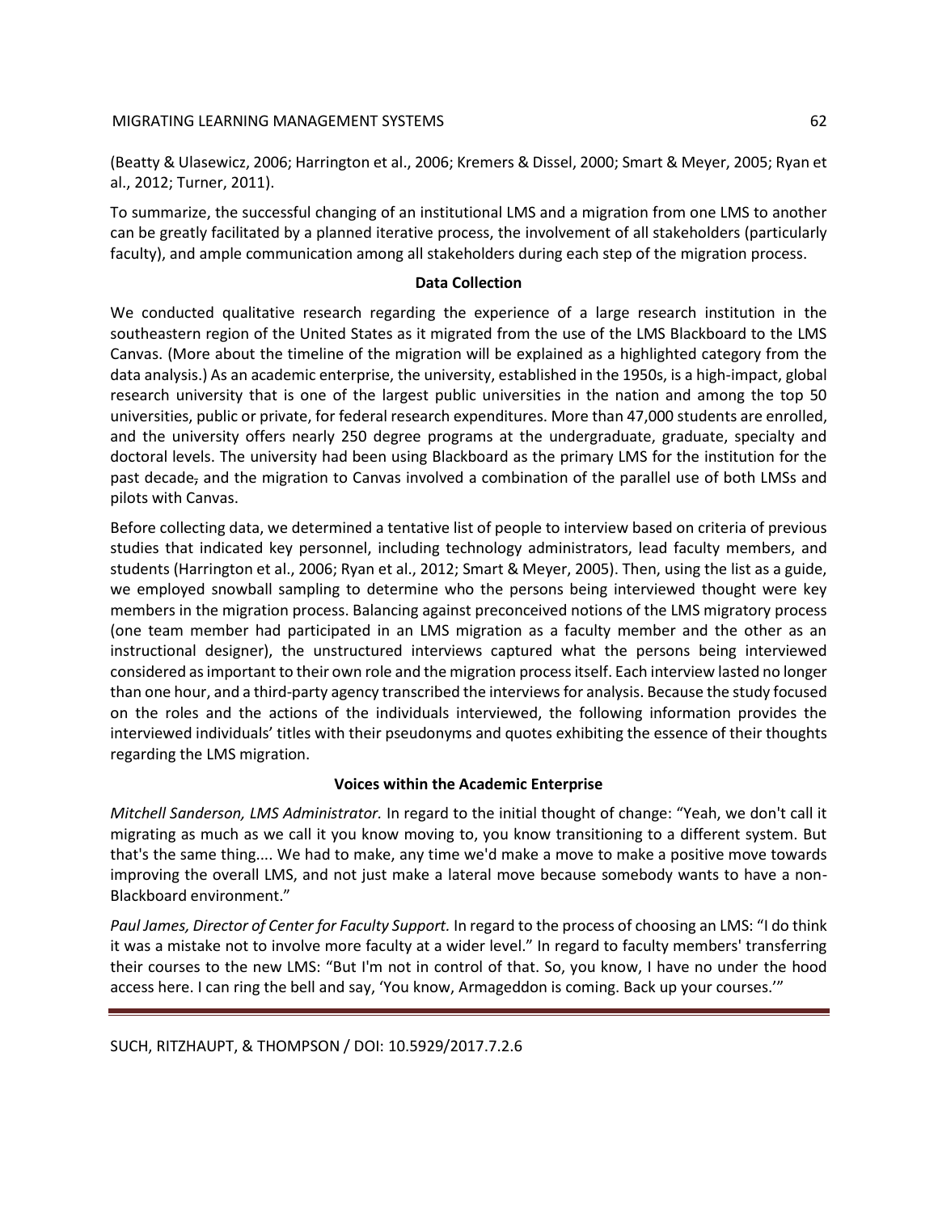(Beatty & Ulasewicz, 2006; Harrington et al., 2006; Kremers & Dissel, 2000; Smart & Meyer, 2005; Ryan et al., 2012; Turner, 2011).

To summarize, the successful changing of an institutional LMS and a migration from one LMS to another can be greatly facilitated by a planned iterative process, the involvement of all stakeholders (particularly faculty), and ample communication among all stakeholders during each step of the migration process.

## Data Collection

We conducted qualitative research regarding the experience of a large research institution in the southeastern region of the United States as it migrated from the use of the LMS Blackboard to the LMS Canvas. (More about the timeline of the migration will be explained as a highlighted category from the data analysis.) As an academic enterprise, the university, established in the 1950s, is a high-impact, global research university that is one of the largest public universities in the nation and among the top 50 universities, public or private, for federal research expenditures. More than 47,000 students are enrolled, and the university offers nearly 250 degree programs at the undergraduate, graduate, specialty and doctoral levels. The university had been using Blackboard as the primary LMS for the institution for the past decade, and the migration to Canvas involved a combination of the parallel use of both LMSs and pilots with Canvas.

Before collecting data, we determined a tentative list of people to interview based on criteria of previous studies that indicated key personnel, including technology administrators, lead faculty members, and students (Harrington et al., 2006; Ryan et al., 2012; Smart & Meyer, 2005). Then, using the list as a guide, we employed snowball sampling to determine who the persons being interviewed thought were key members in the migration process. Balancing against preconceived notions of the LMS migratory process (one team member had participated in an LMS migration as a faculty member and the other as an instructional designer), the unstructured interviews captured what the persons being interviewed considered as important to their own role and the migration process itself. Each interview lasted no longer than one hour, and a third-party agency transcribed the interviews for analysis. Because the study focused on the roles and the actions of the individuals interviewed, the following information provides the interviewed individuals' titles with their pseudonyms and quotes exhibiting the essence of their thoughts regarding the LMS migration.

### Voices within the Academic Enterprise

*Mitchell Sanderson, LMS Administrator.* In regard to the initial thought of change: "Yeah, we don't call it migrating as much as we call it you know moving to, you know transitioning to a different system. But that's the same thing.... We had to make, any time we'd make a move to make a positive move towards improving the overall LMS, and not just make a lateral move because somebody wants to have a non-Blackboard environment."

*Paul James, Director of Center for Faculty Support.* In regard to the process of choosing an LMS: "I do think it was a mistake not to involve more faculty at a wider level." In regard to faculty members' transferring their courses to the new LMS: "But I'm not in control of that. So, you know, I have no under the hood access here. I can ring the bell and say, 'You know, Armageddon is coming. Back up your courses.'"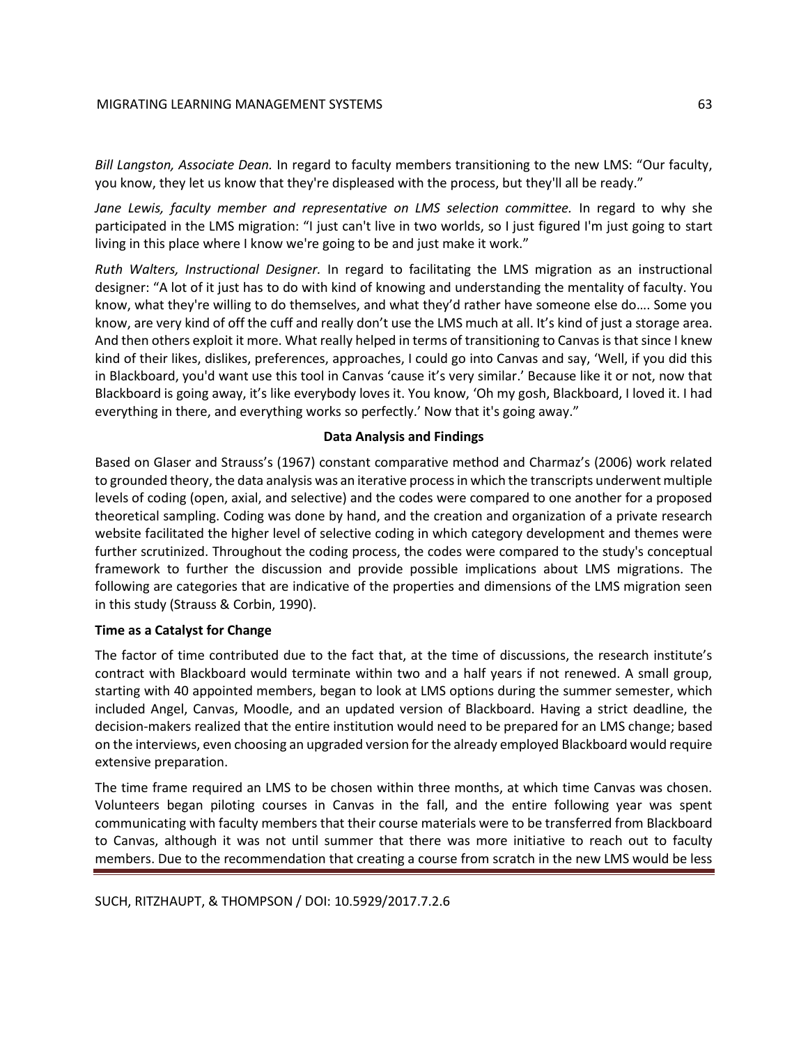*Bill Langston, Associate Dean.* In regard to faculty members transitioning to the new LMS: "Our faculty, you know, they let us know that they're displeased with the process, but they'll all be ready."

*Jane Lewis, faculty member and representative on LMS selection committee.* In regard to why she participated in the LMS migration: "I just can't live in two worlds, so I just figured I'm just going to start living in this place where I know we're going to be and just make it work."

*Ruth Walters, Instructional Designer.* In regard to facilitating the LMS migration as an instructional designer: "A lot of it just has to do with kind of knowing and understanding the mentality of faculty. You know, what they're willing to do themselves, and what they'd rather have someone else do…. Some you know, are very kind of off the cuff and really don't use the LMS much at all. It's kind of just a storage area. And then others exploit it more. What really helped in terms of transitioning to Canvas is that since I knew kind of their likes, dislikes, preferences, approaches, I could go into Canvas and say, 'Well, if you did this in Blackboard, you'd want use this tool in Canvas 'cause it's very similar.' Because like it or not, now that Blackboard is going away, it's like everybody loves it. You know, 'Oh my gosh, Blackboard, I loved it. I had everything in there, and everything works so perfectly.' Now that it's going away."

## Data Analysis and Findings

Based on Glaser and Strauss's (1967) constant comparative method and Charmaz's (2006) work related to grounded theory, the data analysis was an iterative process in which the transcripts underwent multiple levels of coding (open, axial, and selective) and the codes were compared to one another for a proposed theoretical sampling. Coding was done by hand, and the creation and organization of a private research website facilitated the higher level of selective coding in which category development and themes were further scrutinized. Throughout the coding process, the codes were compared to the study's conceptual framework to further the discussion and provide possible implications about LMS migrations. The following are categories that are indicative of the properties and dimensions of the LMS migration seen in this study (Strauss & Corbin, 1990).

### Time as a Catalyst for Change

The factor of time contributed due to the fact that, at the time of discussions, the research institute's contract with Blackboard would terminate within two and a half years if not renewed. A small group, starting with 40 appointed members, began to look at LMS options during the summer semester, which included Angel, Canvas, Moodle, and an updated version of Blackboard. Having a strict deadline, the decision-makers realized that the entire institution would need to be prepared for an LMS change; based on the interviews, even choosing an upgraded version for the already employed Blackboard would require extensive preparation.

The time frame required an LMS to be chosen within three months, at which time Canvas was chosen. Volunteers began piloting courses in Canvas in the fall, and the entire following year was spent communicating with faculty members that their course materials were to be transferred from Blackboard to Canvas, although it was not until summer that there was more initiative to reach out to faculty members. Due to the recommendation that creating a course from scratch in the new LMS would be less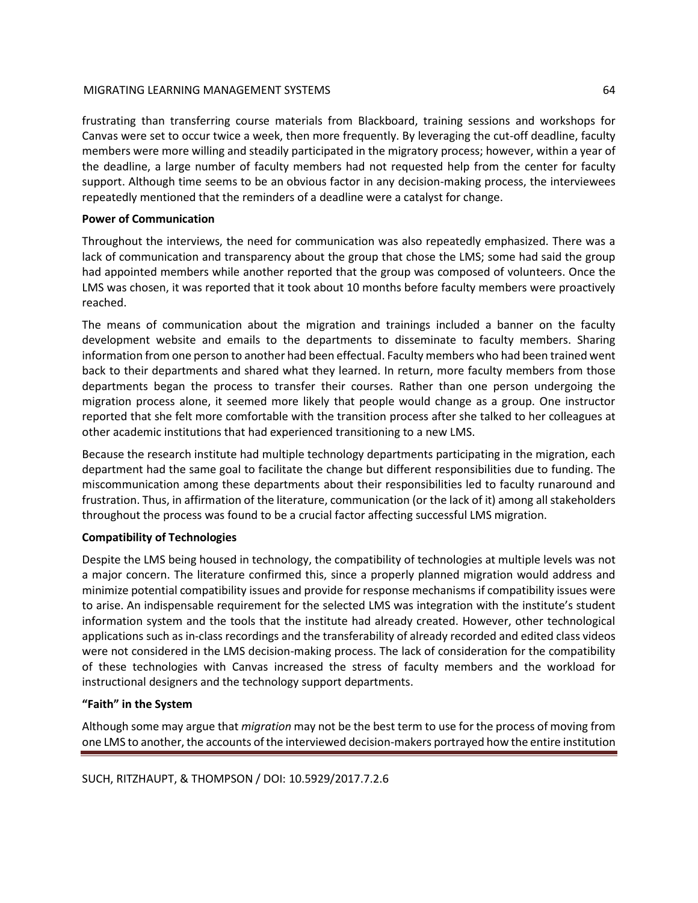frustrating than transferring course materials from Blackboard, training sessions and workshops for Canvas were set to occur twice a week, then more frequently. By leveraging the cut-off deadline, faculty members were more willing and steadily participated in the migratory process; however, within a year of the deadline, a large number of faculty members had not requested help from the center for faculty support. Although time seems to be an obvious factor in any decision-making process, the interviewees repeatedly mentioned that the reminders of a deadline were a catalyst for change.

**Power of Communication**

Throughout the interviews, the need for communication was also repeatedly emphasized. There was a lack of communication and transparency about the group that chose the LMS; some had said the group had appointed members while another reported that the group was composed of volunteers. Once the LMS was chosen, it was reported that it took about 10 months before faculty members were proactively reached.

The means of communication about the migration and trainings included a banner on the faculty development website and emails to the departments to disseminate to faculty members. Sharing information from one person to another had been effectual. Faculty members who had been trained went back to their departments and shared what they learned. In return, more faculty members from those departments began the process to transfer their courses. Rather than one person undergoing the migration process alone, it seemed more likely that people would change as a group. One instructor reported that she felt more comfortable with the transition process after she talked to her colleagues at other academic institutions that had experienced transitioning to a new LMS.

Because the research institute had multiple technology departments participating in the migration, each department had the same goal to facilitate the change but different responsibilities due to funding. The miscommunication among these departments about their responsibilities led to faculty runaround and frustration. Thus, in affirmation of the literature, communication (or the lack of it) among all stakeholders throughout the process was found to be a crucial factor affecting successful LMS migration.

**Compatibility of Technologies**

Despite the LMS being housed in technology, the compatibility of technologies at multiple levels was not a major concern. The literature confirmed this, since a properly planned migration would address and minimize potential compatibility issues and provide for response mechanisms if compatibility issues were to arise. An indispensable requirement for the selected LMS was integration with the institute's student information system and the tools that the institute had already created. However, other technological applications such as in-class recordings and the transferability of already recorded and edited class videos were not considered in the LMS decision-making process. The lack of consideration for the compatibility of these technologies with Canvas increased the stress of faculty members and the workload for instructional designers and the technology support departments.

**"Faith" in the System**

Although some may argue that *migration* may not be the best term to use for the process of moving from one LMS to another, the accounts of the interviewed decision-makers portrayed how the entire institution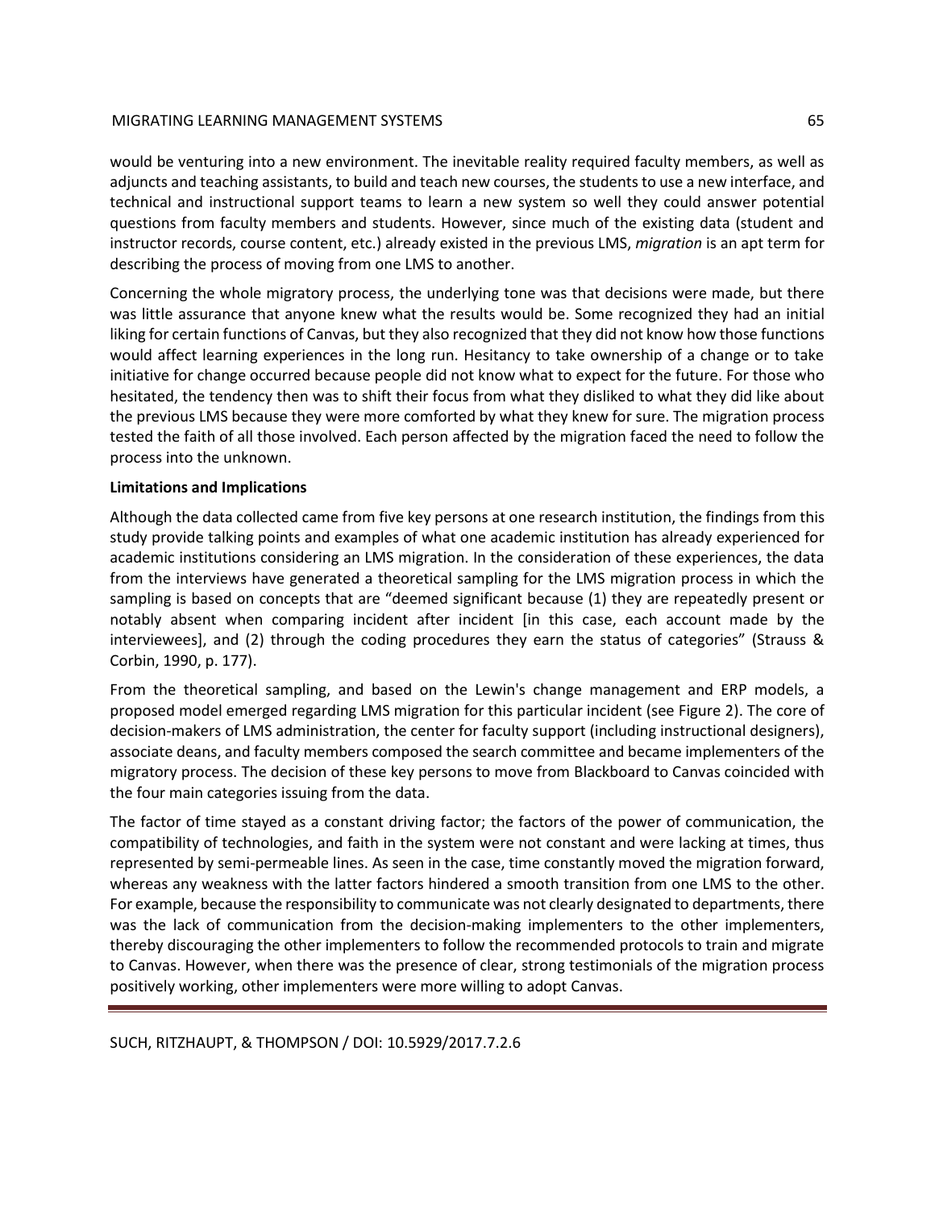would be venturing into a new environment. The inevitable reality required faculty members, as well as adjuncts and teaching assistants, to build and teach new courses, the students to use a new interface, and technical and instructional support teams to learn a new system so well they could answer potential questions from faculty members and students. However, since much of the existing data (student and instructor records, course content, etc.) already existed in the previous LMS, *migration* is an apt term for describing the process of moving from one LMS to another.

Concerning the whole migratory process, the underlying tone was that decisions were made, but there was little assurance that anyone knew what the results would be. Some recognized they had an initial liking for certain functions of Canvas, but they also recognized that they did not know how those functions would affect learning experiences in the long run. Hesitancy to take ownership of a change or to take initiative for change occurred because people did not know what to expect for the future. For those who hesitated, the tendency then was to shift their focus from what they disliked to what they did like about the previous LMS because they were more comforted by what they knew for sure. The migration process tested the faith of all those involved. Each person affected by the migration faced the need to follow the process into the unknown.

**Limitations and Implications**

Although the data collected came from five key persons at one research institution, the findings from this study provide talking points and examples of what one academic institution has already experienced for academic institutions considering an LMS migration. In the consideration of these experiences, the data from the interviews have generated a theoretical sampling for the LMS migration process in which the sampling is based on concepts that are "deemed significant because (1) they are repeatedly present or notably absent when comparing incident after incident [in this case, each account made by the interviewees], and (2) through the coding procedures they earn the status of categories" (Strauss & Corbin, 1990, p. 177).

From the theoretical sampling, and based on the Lewin's change management and ERP models, a proposed model emerged regarding LMS migration for this particular incident (see Figure 2). The core of decision-makers of LMS administration, the center for faculty support (including instructional designers), associate deans, and faculty members composed the search committee and became implementers of the migratory process. The decision of these key persons to move from Blackboard to Canvas coincided with the four main categories issuing from the data.

The factor of time stayed as a constant driving factor; the factors of the power of communication, the compatibility of technologies, and faith in the system were not constant and were lacking at times, thus represented by semi-permeable lines. As seen in the case, time constantly moved the migration forward, whereas any weakness with the latter factors hindered a smooth transition from one LMS to the other. For example, because the responsibility to communicate was not clearly designated to departments, there was the lack of communication from the decision-making implementers to the other implementers, thereby discouraging the other implementers to follow the recommended protocols to train and migrate to Canvas. However, when there was the presence of clear, strong testimonials of the migration process positively working, other implementers were more willing to adopt Canvas.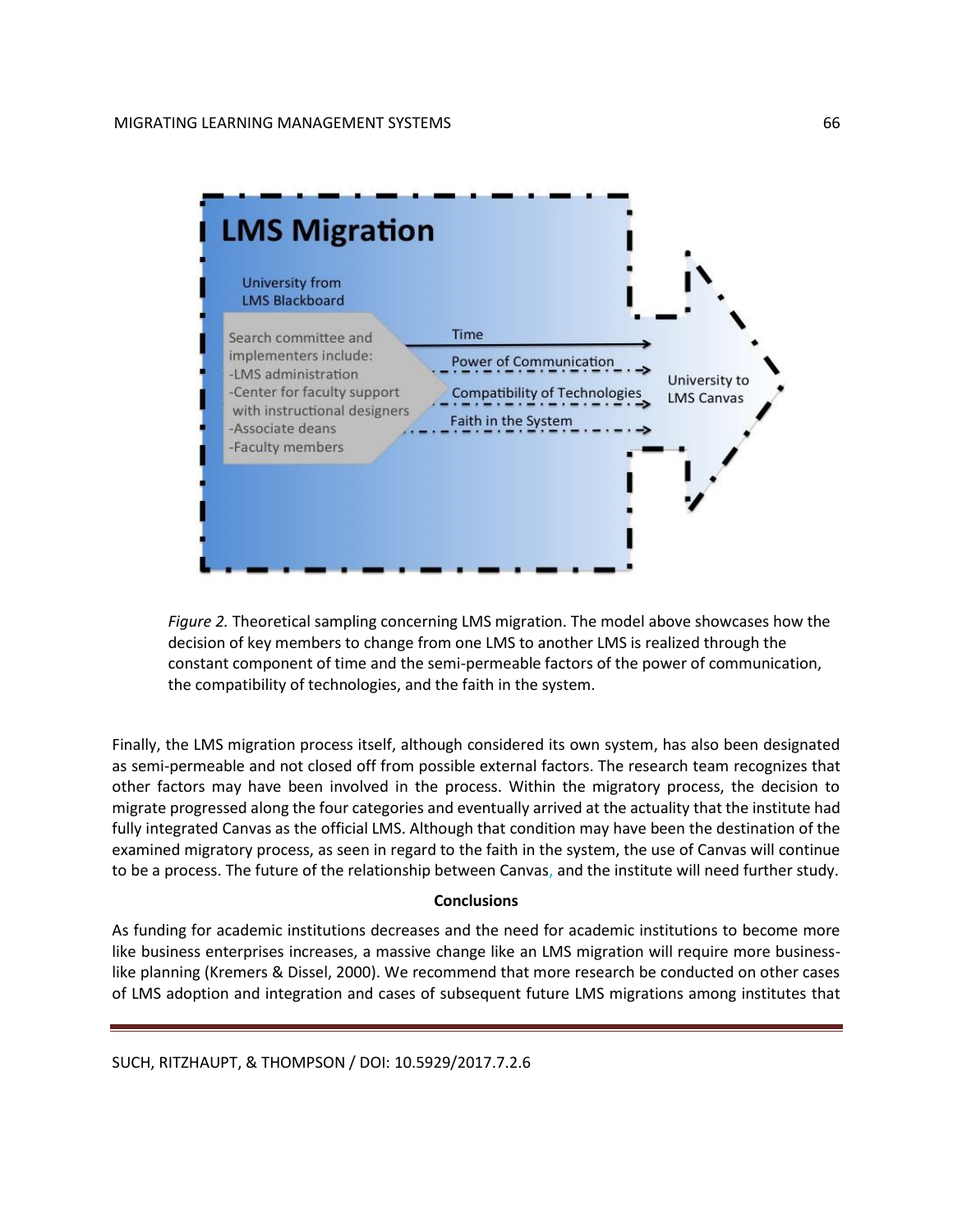*Figure 2.* Theoretical sampling concerning LMS migration. The model above showcases how the decision of key members to change from one LMS to another LMS is realized through the constant component of time and the semi-permeable factors of the power of communication, the compatibility of technologies, and the faith in the system.

Finally, the LMS migration process itself, although considered its own system, has also been designated as semi-permeable and not closed off from possible external factors. The research team recognizes that other factors may have been involved in the process. Within the migratory process, the decision to migrate progressed along the four categories and eventually arrived at the actuality that the institute had fully integrated Canvas as the official LMS. Although that condition may have been the destination of the examined migratory process, as seen in regard to the faith in the system, the use of Canvas will continue to be a process. The future of the relationship between Canvas, and the institute will need further study.

## Conclusions

As funding for academic institutions decreases and the need for academic institutions to become more like business enterprises increases, a massive change like an LMS migration will require more business-like planning (Kremers & Dissel, 2000). We recommend that more research be conducted on other cases of LMS adoption and integration and cases of subsequent future LMS migrations among institutes that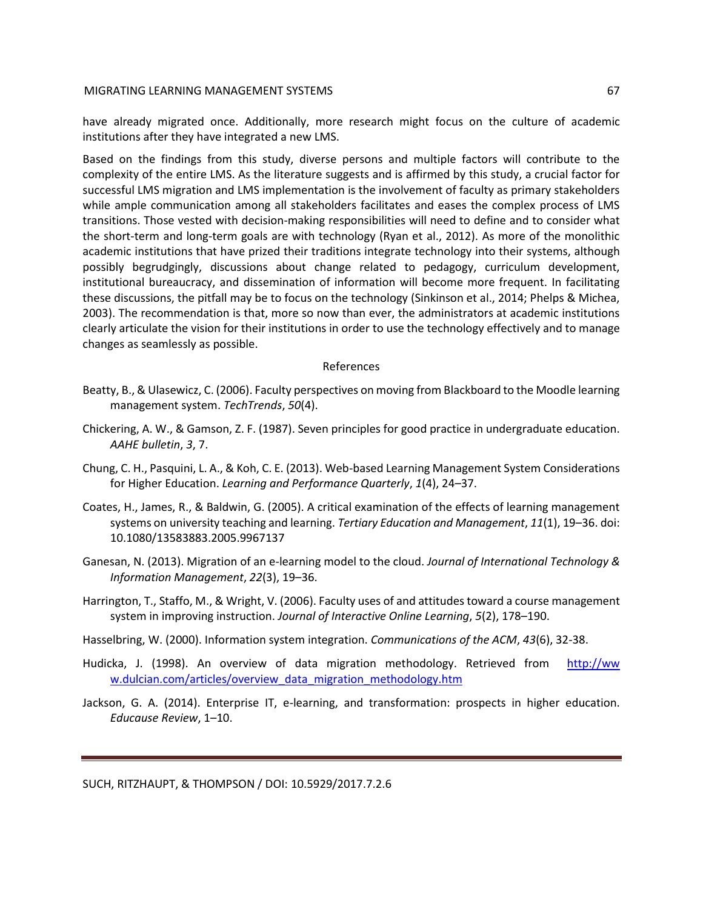have already migrated once. Additionally, more research might focus on the culture of academic institutions after they have integrated a new LMS.

Based on the findings from this study, diverse persons and multiple factors will contribute to the complexity of the entire LMS. As the literature suggests and is affirmed by this study, a crucial factor for successful LMS migration and LMS implementation is the involvement of faculty as primary stakeholders while ample communication among all stakeholders facilitates and eases the complex process of LMS transitions. Those vested with decision-making responsibilities will need to define and to consider what the short-term and long-term goals are with technology (Ryan et al., 2012). As more of the monolithic academic institutions that have prized their traditions integrate technology into their systems, although possibly begrudgingly, discussions about change related to pedagogy, curriculum development, institutional bureaucracy, and dissemination of information will become more frequent. In facilitating these discussions, the pitfall may be to focus on the technology (Sinkinson et al., 2014; Phelps & Michea, 2003). The recommendation is that, more so now than ever, the administrators at academic institutions clearly articulate the vision for their institutions in order to use the technology effectively and to manage changes as seamlessly as possible.

## References

Beatty, B., & Ulasewicz, C. (2006). Faculty perspectives on moving from Blackboard to the Moodle learning management system. *TechTrends*, *50*(4).

Chickering, A. W., & Gamson, Z. F. (1987). Seven principles for good practice in undergraduate education. *AAHE bulletin*, *3*, 7.

Chung, C. H., Pasquini, L. A., & Koh, C. E. (2013). Web-based Learning Management System Considerations for Higher Education. *Learning and Performance Quarterly*, *1*(4), 24–37.

Coates, H., James, R., & Baldwin, G. (2005). A critical examination of the effects of learning management systems on university teaching and learning. *Tertiary Education and Management*, *11*(1), 19–36. doi: 10.1080/13583883.2005.9967137

Ganesan, N. (2013). Migration of an e-learning model to the cloud. *Journal of International Technology & Information Management*, *22*(3), 19–36.

Harrington, T., Staffo, M., & Wright, V. (2006). Faculty uses of and attitudes toward a course management system in improving instruction. *Journal of Interactive Online Learning*, *5*(2), 178–190.

Hasselbring, W. (2000). Information system integration. *Communications of the ACM*, *43*(6), 32-38.

Hudicka, J. (1998). An overview of data migration methodology. Retrieved from http://www.dulcian.com/articles/overview_data_migration_methodology.htm

Jackson, G. A. (2014). Enterprise IT, e-learning, and transformation: prospects in higher education. *Educause Review*, 1–10.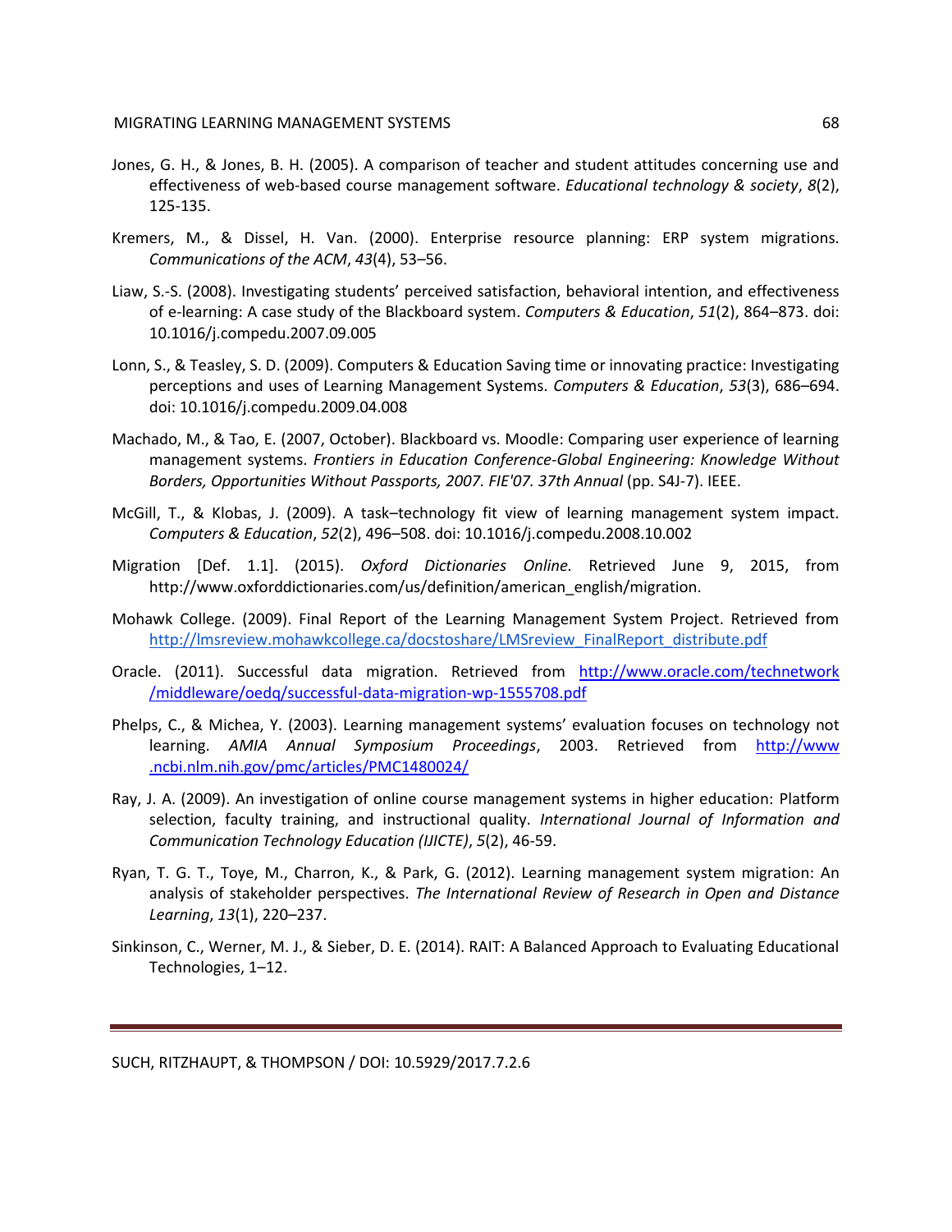Jones, G. H., & Jones, B. H. (2005). A comparison of teacher and student attitudes concerning use and effectiveness of web-based course management software. *Educational technology & society*, *8*(2), 125-135.

Kremers, M., & Dissel, H. Van. (2000). Enterprise resource planning: ERP system migrations. *Communications of the ACM*, *43*(4), 53–56.

Liaw, S.-S. (2008). Investigating students' perceived satisfaction, behavioral intention, and effectiveness of e-learning: A case study of the Blackboard system. *Computers & Education*, *51*(2), 864–873. doi: 10.1016/j.compedu.2007.09.005

Lonn, S., & Teasley, S. D. (2009). Computers & Education Saving time or innovating practice: Investigating perceptions and uses of Learning Management Systems. *Computers & Education*, *53*(3), 686–694. doi: 10.1016/j.compedu.2009.04.008

Machado, M., & Tao, E. (2007, October). Blackboard vs. Moodle: Comparing user experience of learning management systems. *Frontiers in Education Conference-Global Engineering: Knowledge Without Borders, Opportunities Without Passports, 2007. FIE'07. 37th Annual* (pp. S4J-7). IEEE.

McGill, T., & Klobas, J. (2009). A task–technology fit view of learning management system impact. *Computers & Education*, *52*(2), 496–508. doi: 10.1016/j.compedu.2008.10.002

Migration [Def. 1.1]. (2015). *Oxford Dictionaries Online.* Retrieved June 9, 2015, from http://www.oxforddictionaries.com/us/definition/american_english/migration.

Mohawk College. (2009). Final Report of the Learning Management System Project. Retrieved from http://lmsreview.mohawkcollege.ca/docstoshare/LMSreview_FinalReport_distribute.pdf

Oracle. (2011). Successful data migration. Retrieved from http://www.oracle.com/technetwork/middleware/oedq/successful-data-migration-wp-1555708.pdf

Phelps, C., & Michea, Y. (2003). Learning management systems' evaluation focuses on technology not learning. *AMIA Annual Symposium Proceedings*, 2003. Retrieved from http://www.ncbi.nlm.nih.gov/pmc/articles/PMC1480024/

Ray, J. A. (2009). An investigation of online course management systems in higher education: Platform selection, faculty training, and instructional quality. *International Journal of Information and Communication Technology Education (IJICTE)*, *5*(2), 46-59.

Ryan, T. G. T., Toye, M., Charron, K., & Park, G. (2012). Learning management system migration: An analysis of stakeholder perspectives. *The International Review of Research in Open and Distance Learning*, *13*(1), 220–237.

Sinkinson, C., Werner, M. J., & Sieber, D. E. (2014). RAIT: A Balanced Approach to Evaluating Educational Technologies, 1–12.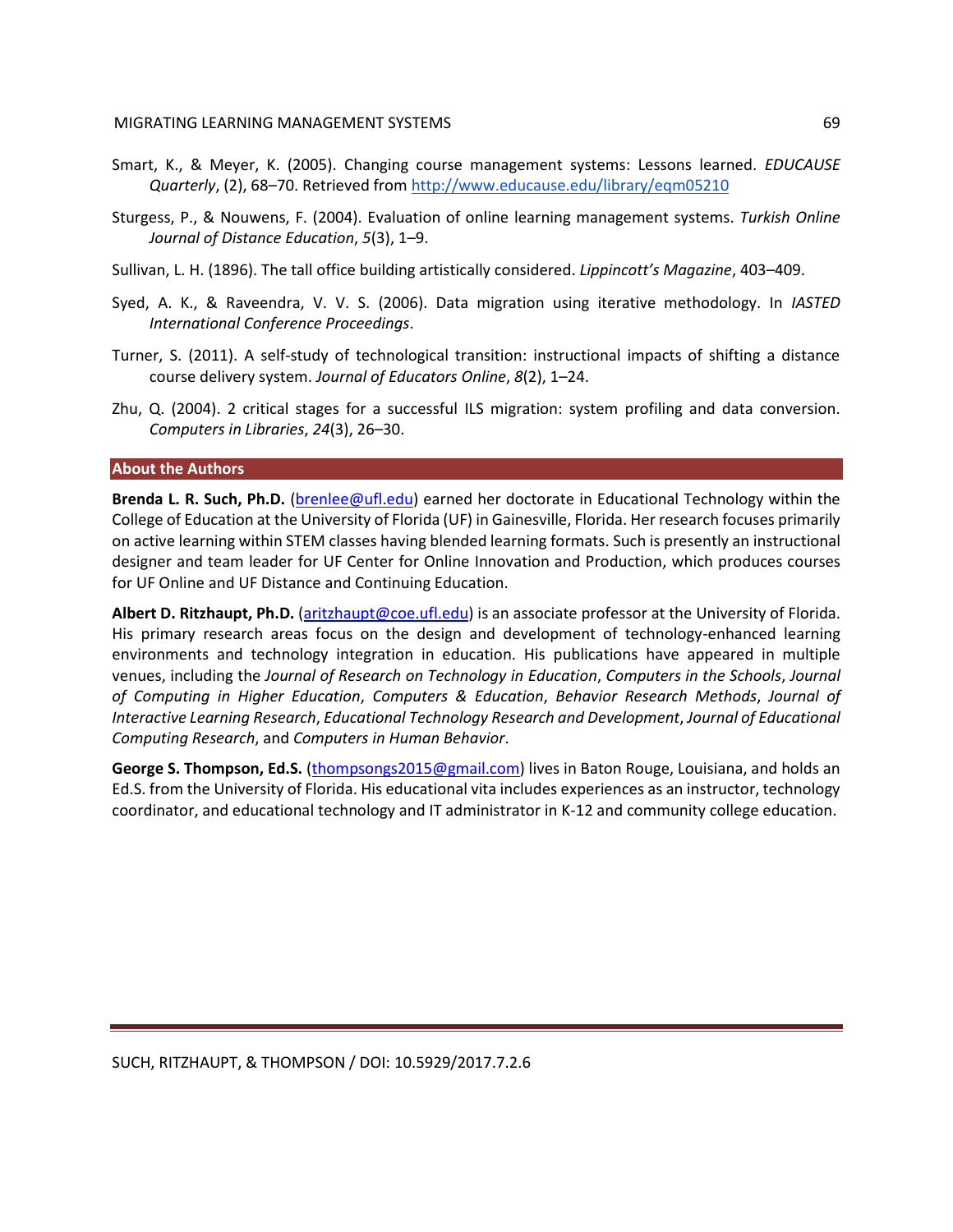Smart, K., & Meyer, K. (2005). Changing course management systems: Lessons learned. *EDUCAUSE Quarterly*, (2), 68–70. Retrieved from http://www.educause.edu/library/eqm05210

Sturgess, P., & Nouwens, F. (2004). Evaluation of online learning management systems. *Turkish Online Journal of Distance Education*, *5*(3), 1–9.

Sullivan, L. H. (1896). The tall office building artistically considered. *Lippincott's Magazine*, 403–409.

Syed, A. K., & Raveendra, V. V. S. (2006). Data migration using iterative methodology. In *IASTED International Conference Proceedings*.

Turner, S. (2011). A self-study of technological transition: instructional impacts of shifting a distance course delivery system. *Journal of Educators Online*, *8*(2), 1–24.

Zhu, Q. (2004). 2 critical stages for a successful ILS migration: system profiling and data conversion. *Computers in Libraries*, *24*(3), 26–30.

## About the Authors

**Brenda L. R. Such, Ph.D.** (brenlee@ufl.edu) earned her doctorate in Educational Technology within the College of Education at the University of Florida (UF) in Gainesville, Florida. Her research focuses primarily on active learning within STEM classes having blended learning formats. Such is presently an instructional designer and team leader for UF Center for Online Innovation and Production, which produces courses for UF Online and UF Distance and Continuing Education.

**Albert D. Ritzhaupt, Ph.D.** (aritzhaupt@coe.ufl.edu) is an associate professor at the University of Florida. His primary research areas focus on the design and development of technology-enhanced learning environments and technology integration in education. His publications have appeared in multiple venues, including the *Journal of Research on Technology in Education*, *Computers in the Schools*, *Journal of Computing in Higher Education*, *Computers & Education*, *Behavior Research Methods*, *Journal of Interactive Learning Research*, *Educational Technology Research and Development*, *Journal of Educational Computing Research*, and *Computers in Human Behavior*.

**George S. Thompson, Ed.S.** (thompsongs2015@gmail.com) lives in Baton Rouge, Louisiana, and holds an Ed.S. from the University of Florida. His educational vita includes experiences as an instructor, technology coordinator, and educational technology and IT administrator in K-12 and community college education.